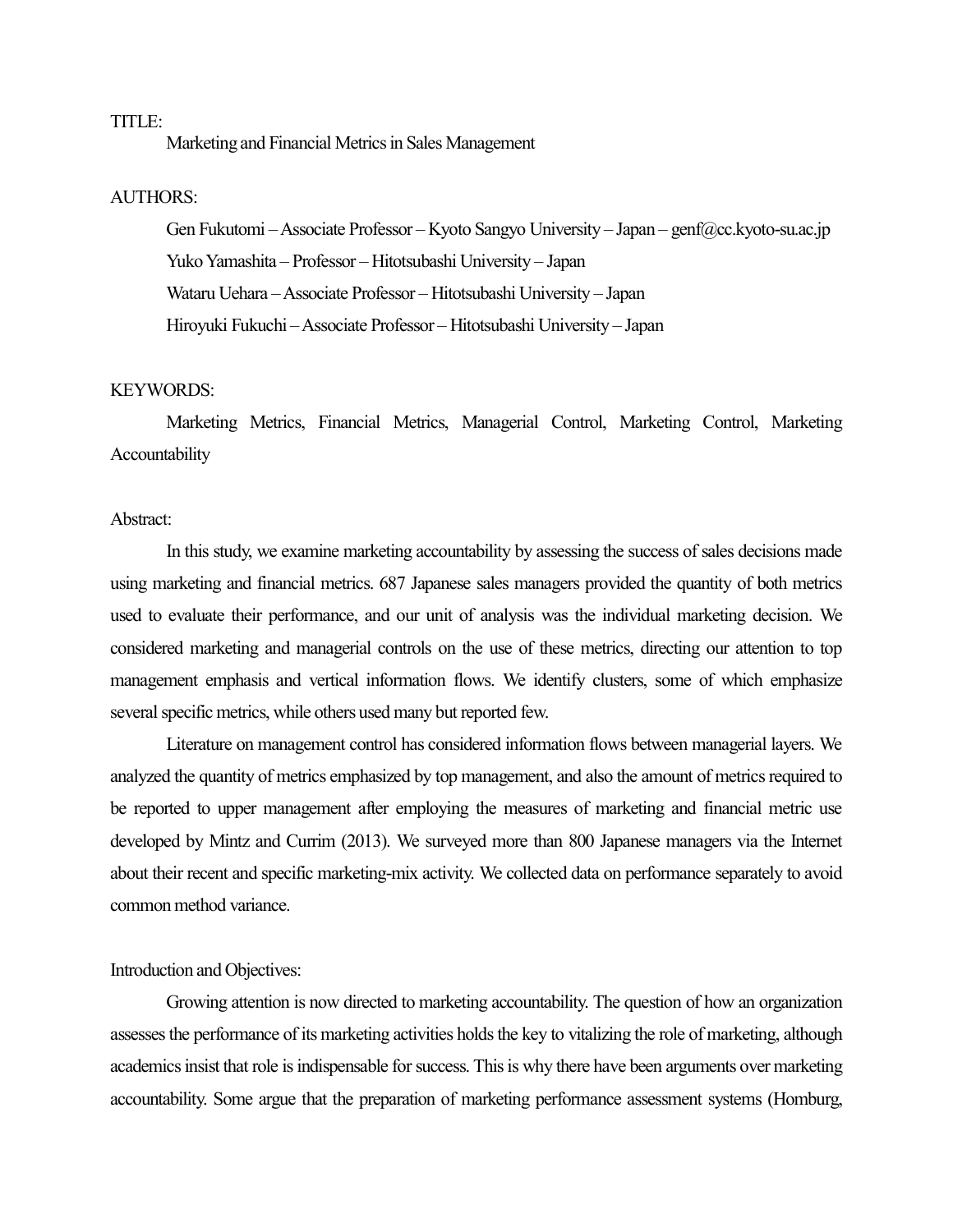TITLE:

Marketing and Financial Metrics in Sales Management

AUTHORS:

Gen Fukutomi – Associate Professor – Kyoto Sangyo University – Japan – genf@cc.kyoto-su.ac.jp

Yuko Yamashita – Professor – Hitotsubashi University – Japan

Wataru Uehara – Associate Professor – Hitotsubashi University – Japan

Hiroyuki Fukuchi – Associate Professor – Hitotsubashi University – Japan

KEYWORDS:

Marketing Metrics, Financial Metrics, Managerial Control, Marketing Control, Marketing Accountability

Abstract:

In this study, we examine marketing accountability by assessing the success of sales decisions made using marketing and financial metrics. 687 Japanese sales managers provided the quantity of both metrics used to evaluate their performance, and our unit of analysis was the individual marketing decision. We considered marketing and managerial controls on the use of these metrics, directing our attention to top management emphasis and vertical information flows. We identify clusters, some of which emphasize several specific metrics, while others used many but reported few.

Literature on management control has considered information flows between managerial layers. We analyzed the quantity of metrics emphasized by top management, and also the amount of metrics required to be reported to upper management after employing the measures of marketing and financial metric use developed by Mintz and Currim (2013). We surveyed more than 800 Japanese managers via the Internet about their recent and specific marketing-mix activity. We collected data on performance separately to avoid common method variance.

Introduction and Objectives:

Growing attention is now directed to marketing accountability. The question of how an organization assesses the performance of its marketing activities holds the key to vitalizing the role of marketing, although academics insist that role is indispensable for success. This is why there have been arguments over marketing accountability. Some argue that the preparation of marketing performance assessment systems (Homburg,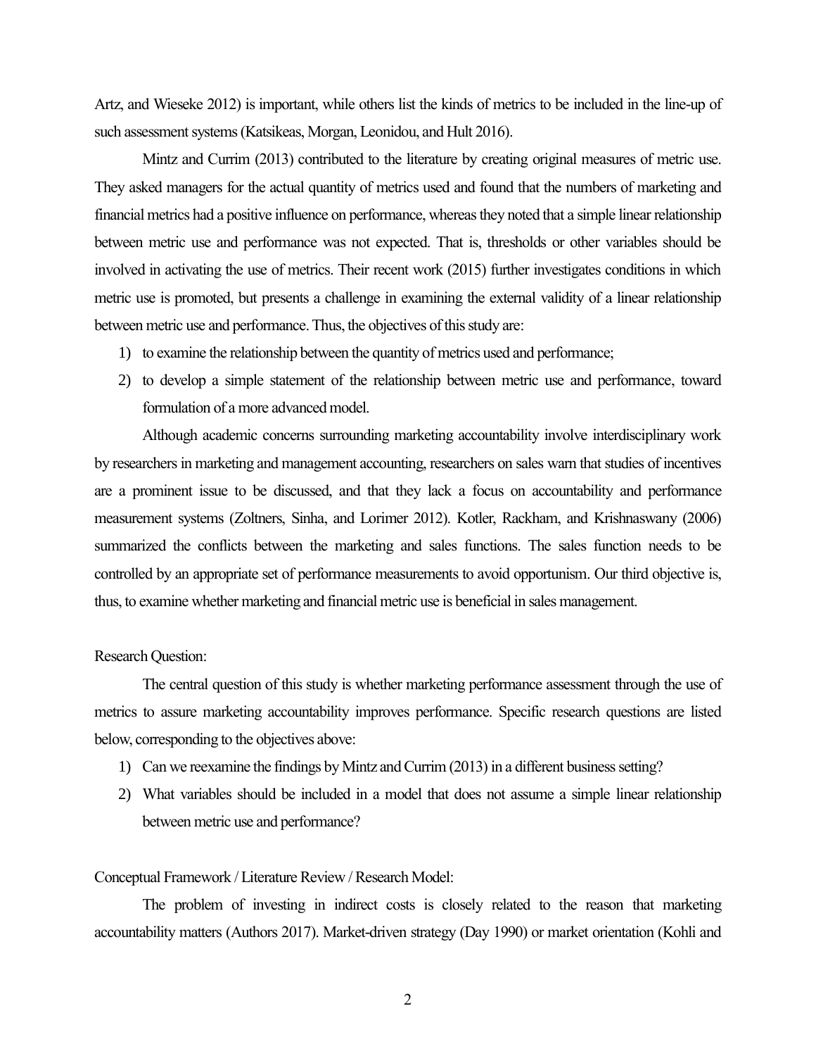Artz, and Wieseke 2012) is important, while others list the kinds of metrics to be included in the line-up of such assessment systems (Katsikeas, Morgan, Leonidou, and Hult 2016).

Mintz and Currim (2013) contributed to the literature by creating original measures of metric use. They asked managers for the actual quantity of metrics used and found that the numbers of marketing and financial metrics had a positive influence on performance, whereas they noted that a simple linear relationship between metric use and performance was not expected. That is, thresholds or other variables should be involved in activating the use of metrics. Their recent work (2015) further investigates conditions in which metric use is promoted, but presents a challenge in examining the external validity of a linear relationship between metric use and performance. Thus, the objectives of this study are:

1) to examine the relationship between the quantity of metrics used and performance;
2) to develop a simple statement of the relationship between metric use and performance, toward formulation of a more advanced model.

Although academic concerns surrounding marketing accountability involve interdisciplinary work by researchers in marketing and management accounting, researchers on sales warn that studies of incentives are a prominent issue to be discussed, and that they lack a focus on accountability and performance measurement systems (Zoltners, Sinha, and Lorimer 2012). Kotler, Rackham, and Krishnaswany (2006) summarized the conflicts between the marketing and sales functions. The sales function needs to be controlled by an appropriate set of performance measurements to avoid opportunism. Our third objective is, thus, to examine whether marketing and financial metric use is beneficial in sales management.

Research Question:

The central question of this study is whether marketing performance assessment through the use of metrics to assure marketing accountability improves performance. Specific research questions are listed below, corresponding to the objectives above:

1) Can we reexamine the findings by Mintz and Currim (2013) in a different business setting?
2) What variables should be included in a model that does not assume a simple linear relationship between metric use and performance?

Conceptual Framework / Literature Review / Research Model:

The problem of investing in indirect costs is closely related to the reason that marketing accountability matters (Authors 2017). Market-driven strategy (Day 1990) or market orientation (Kohli and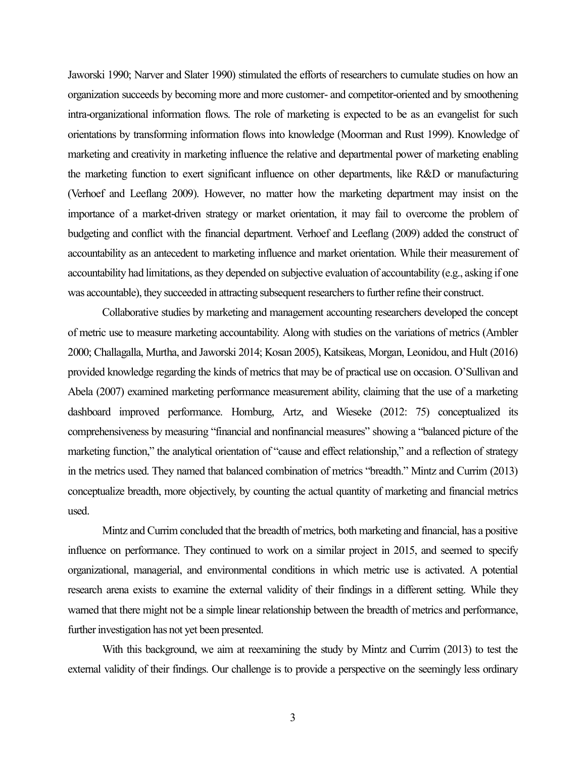Jaworski 1990; Narver and Slater 1990) stimulated the efforts of researchers to cumulate studies on how an organization succeeds by becoming more and more customer- and competitor-oriented and by smoothening intra-organizational information flows. The role of marketing is expected to be as an evangelist for such orientations by transforming information flows into knowledge (Moorman and Rust 1999). Knowledge of marketing and creativity in marketing influence the relative and departmental power of marketing enabling the marketing function to exert significant influence on other departments, like R&D or manufacturing (Verhoef and Leeflang 2009). However, no matter how the marketing department may insist on the importance of a market-driven strategy or market orientation, it may fail to overcome the problem of budgeting and conflict with the financial department. Verhoef and Leeflang (2009) added the construct of accountability as an antecedent to marketing influence and market orientation. While their measurement of accountability had limitations, as they depended on subjective evaluation of accountability (e.g., asking if one was accountable), they succeeded in attracting subsequent researchers to further refine their construct.

Collaborative studies by marketing and management accounting researchers developed the concept of metric use to measure marketing accountability. Along with studies on the variations of metrics (Ambler 2000; Challagalla, Murtha, and Jaworski 2014; Kosan 2005), Katsikeas, Morgan, Leonidou, and Hult (2016) provided knowledge regarding the kinds of metrics that may be of practical use on occasion. O'Sullivan and Abela (2007) examined marketing performance measurement ability, claiming that the use of a marketing dashboard improved performance. Homburg, Artz, and Wieseke (2012: 75) conceptualized its comprehensiveness by measuring "financial and nonfinancial measures" showing a "balanced picture of the marketing function," the analytical orientation of "cause and effect relationship," and a reflection of strategy in the metrics used. They named that balanced combination of metrics "breadth." Mintz and Currim (2013) conceptualize breadth, more objectively, by counting the actual quantity of marketing and financial metrics used.

Mintz and Currim concluded that the breadth of metrics, both marketing and financial, has a positive influence on performance. They continued to work on a similar project in 2015, and seemed to specify organizational, managerial, and environmental conditions in which metric use is activated. A potential research arena exists to examine the external validity of their findings in a different setting. While they warned that there might not be a simple linear relationship between the breadth of metrics and performance, further investigation has not yet been presented.

With this background, we aim at reexamining the study by Mintz and Currim (2013) to test the external validity of their findings. Our challenge is to provide a perspective on the seemingly less ordinary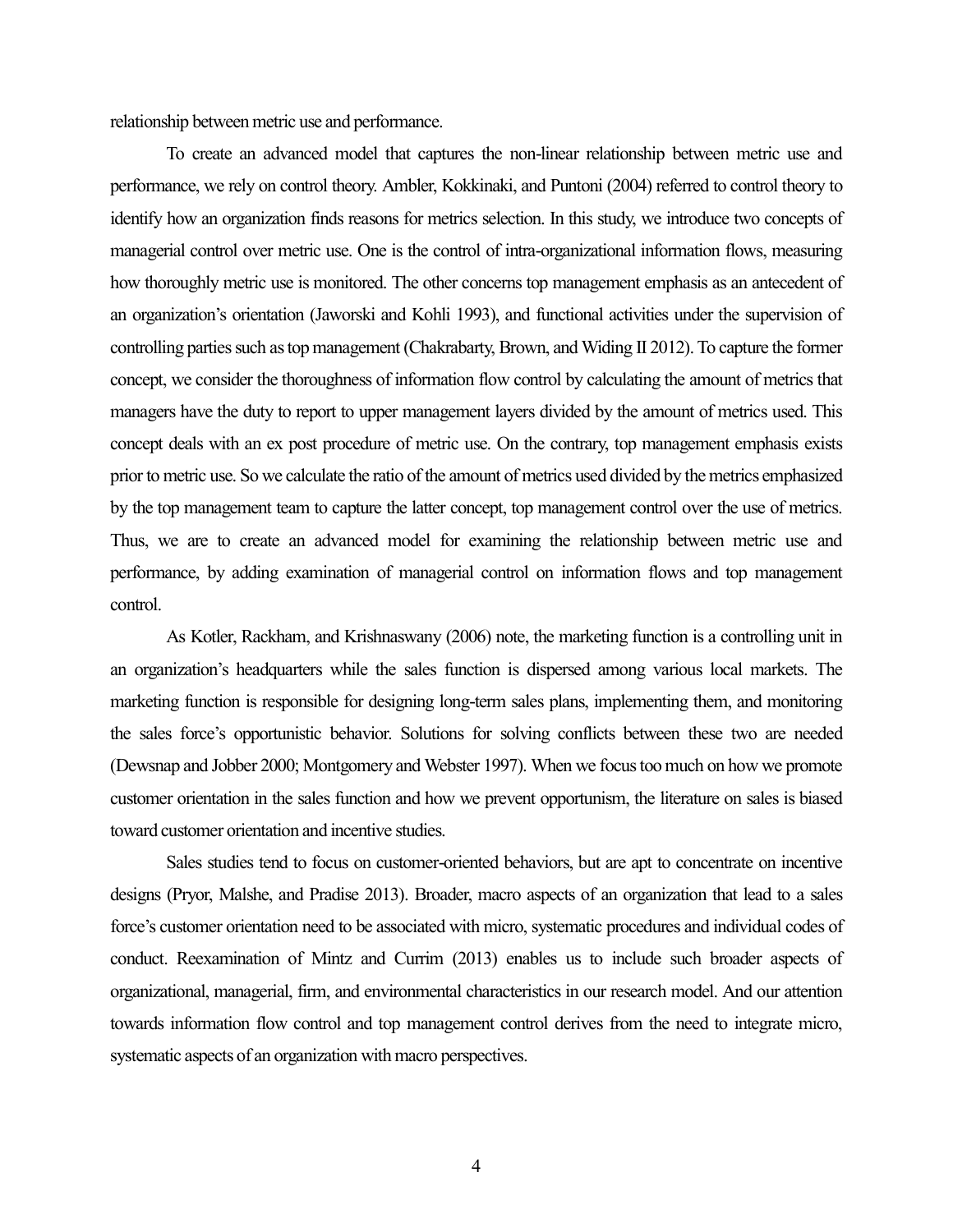relationship between metric use and performance.

To create an advanced model that captures the non-linear relationship between metric use and performance, we rely on control theory. Ambler, Kokkinaki, and Puntoni (2004) referred to control theory to identify how an organization finds reasons for metrics selection. In this study, we introduce two concepts of managerial control over metric use. One is the control of intra-organizational information flows, measuring how thoroughly metric use is monitored. The other concerns top management emphasis as an antecedent of an organization's orientation (Jaworski and Kohli 1993), and functional activities under the supervision of controlling parties such as top management (Chakrabarty, Brown, and Widing II 2012). To capture the former concept, we consider the thoroughness of information flow control by calculating the amount of metrics that managers have the duty to report to upper management layers divided by the amount of metrics used. This concept deals with an ex post procedure of metric use. On the contrary, top management emphasis exists prior to metric use. So we calculate the ratio of the amount of metrics used divided by the metrics emphasized by the top management team to capture the latter concept, top management control over the use of metrics. Thus, we are to create an advanced model for examining the relationship between metric use and performance, by adding examination of managerial control on information flows and top management control.

As Kotler, Rackham, and Krishnaswany (2006) note, the marketing function is a controlling unit in an organization's headquarters while the sales function is dispersed among various local markets. The marketing function is responsible for designing long-term sales plans, implementing them, and monitoring the sales force's opportunistic behavior. Solutions for solving conflicts between these two are needed (Dewsnap and Jobber 2000; Montgomery and Webster 1997). When we focus too much on how we promote customer orientation in the sales function and how we prevent opportunism, the literature on sales is biased toward customer orientation and incentive studies.

Sales studies tend to focus on customer-oriented behaviors, but are apt to concentrate on incentive designs (Pryor, Malshe, and Pradise 2013). Broader, macro aspects of an organization that lead to a sales force's customer orientation need to be associated with micro, systematic procedures and individual codes of conduct. Reexamination of Mintz and Currim (2013) enables us to include such broader aspects of organizational, managerial, firm, and environmental characteristics in our research model. And our attention towards information flow control and top management control derives from the need to integrate micro, systematic aspects of an organization with macro perspectives.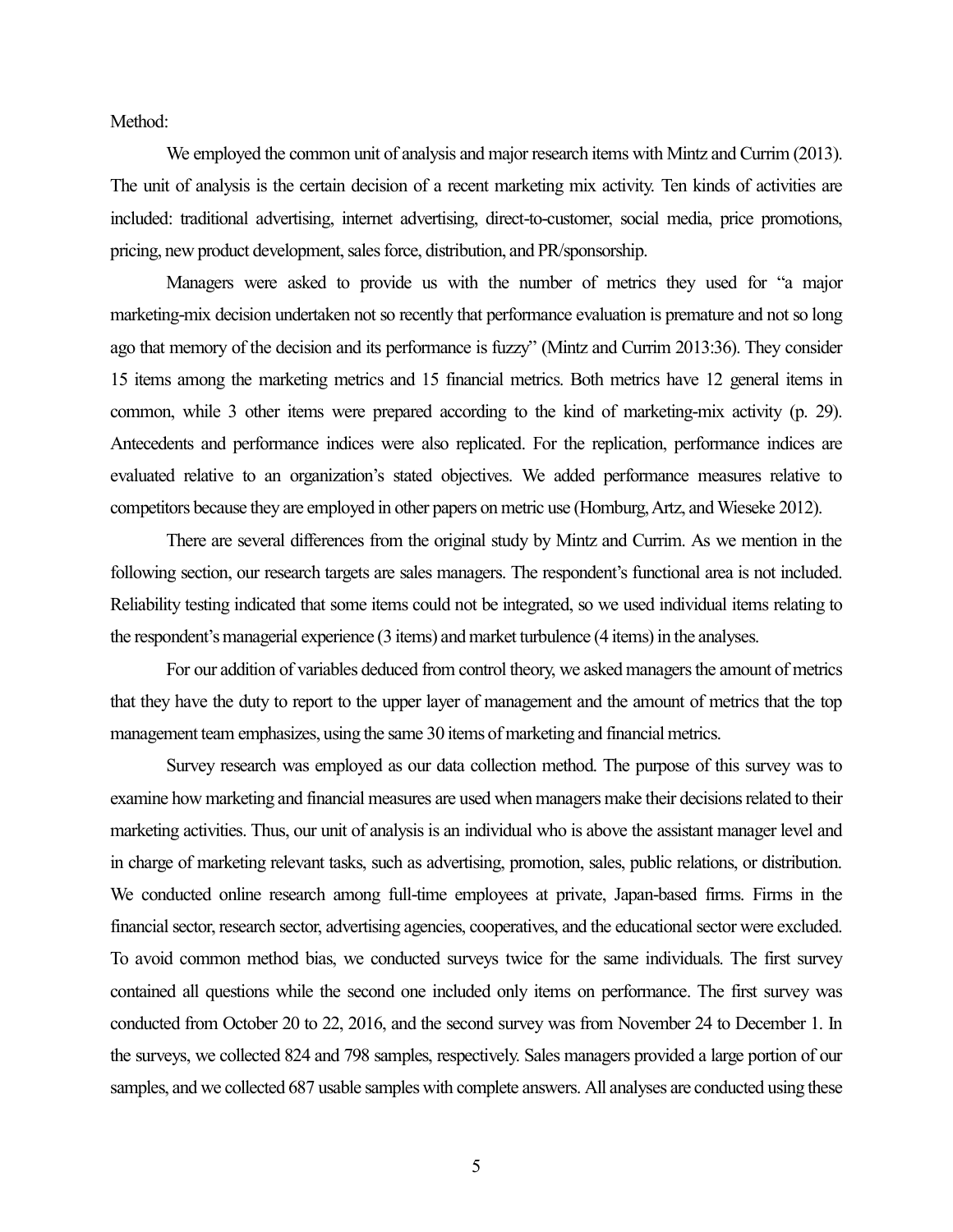Method:

We employed the common unit of analysis and major research items with Mintz and Currim (2013). The unit of analysis is the certain decision of a recent marketing mix activity. Ten kinds of activities are included: traditional advertising, internet advertising, direct-to-customer, social media, price promotions, pricing, new product development, sales force, distribution, and PR/sponsorship.

Managers were asked to provide us with the number of metrics they used for "a major marketing-mix decision undertaken not so recently that performance evaluation is premature and not so long ago that memory of the decision and its performance is fuzzy" (Mintz and Currim 2013:36). They consider 15 items among the marketing metrics and 15 financial metrics. Both metrics have 12 general items in common, while 3 other items were prepared according to the kind of marketing-mix activity (p. 29). Antecedents and performance indices were also replicated. For the replication, performance indices are evaluated relative to an organization's stated objectives. We added performance measures relative to competitors because they are employed in other papers on metric use (Homburg, Artz, and Wieseke 2012).

There are several differences from the original study by Mintz and Currim. As we mention in the following section, our research targets are sales managers. The respondent's functional area is not included. Reliability testing indicated that some items could not be integrated, so we used individual items relating to the respondent's managerial experience (3 items) and market turbulence (4 items) in the analyses.

For our addition of variables deduced from control theory, we asked managers the amount of metrics that they have the duty to report to the upper layer of management and the amount of metrics that the top management team emphasizes, using the same 30 items of marketing and financial metrics.

Survey research was employed as our data collection method. The purpose of this survey was to examine how marketing and financial measures are used when managers make their decisions related to their marketing activities. Thus, our unit of analysis is an individual who is above the assistant manager level and in charge of marketing relevant tasks, such as advertising, promotion, sales, public relations, or distribution. We conducted online research among full-time employees at private, Japan-based firms. Firms in the financial sector, research sector, advertising agencies, cooperatives, and the educational sector were excluded. To avoid common method bias, we conducted surveys twice for the same individuals. The first survey contained all questions while the second one included only items on performance. The first survey was conducted from October 20 to 22, 2016, and the second survey was from November 24 to December 1. In the surveys, we collected 824 and 798 samples, respectively. Sales managers provided a large portion of our samples, and we collected 687 usable samples with complete answers. All analyses are conducted using these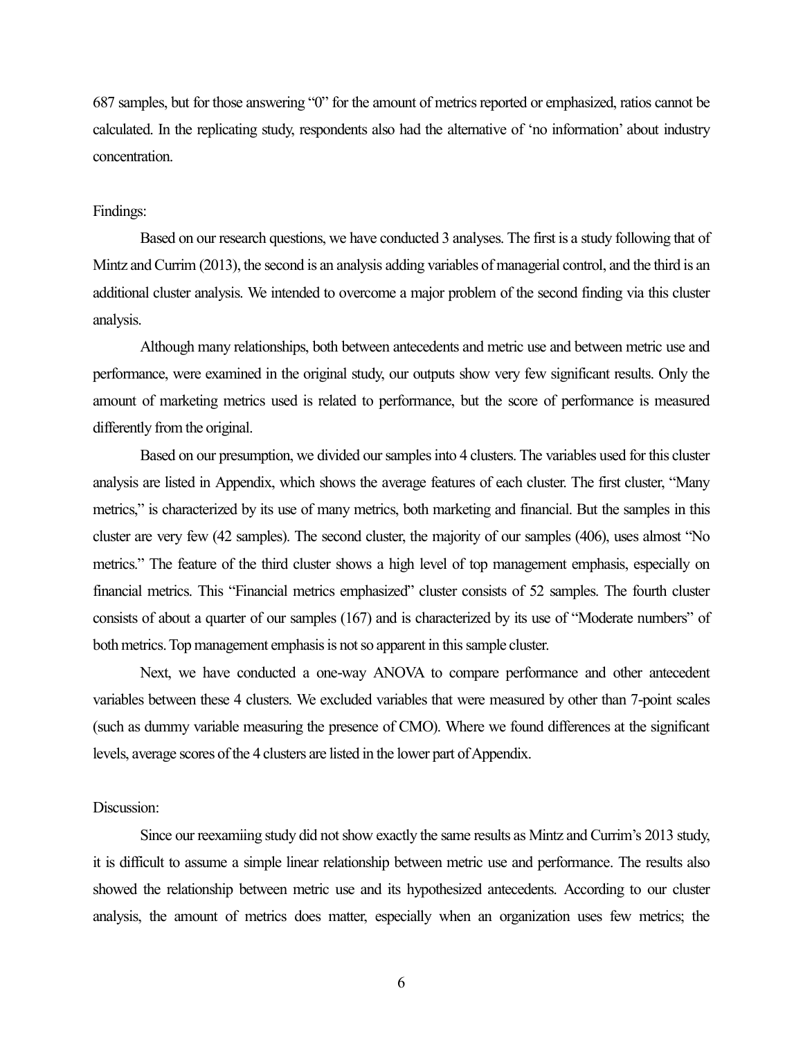687 samples, but for those answering “0” for the amount of metrics reported or emphasized, ratios cannot be calculated. In the replicating study, respondents also had the alternative of ‘no information’ about industry concentration.

Findings:

Based on our research questions, we have conducted 3 analyses. The first is a study following that of Mintz and Currim (2013), the second is an analysis adding variables of managerial control, and the third is an additional cluster analysis. We intended to overcome a major problem of the second finding via this cluster analysis.

Although many relationships, both between antecedents and metric use and between metric use and performance, were examined in the original study, our outputs show very few significant results. Only the amount of marketing metrics used is related to performance, but the score of performance is measured differently from the original.

Based on our presumption, we divided our samples into 4 clusters. The variables used for this cluster analysis are listed in Appendix, which shows the average features of each cluster. The first cluster, “Many metrics,” is characterized by its use of many metrics, both marketing and financial. But the samples in this cluster are very few (42 samples). The second cluster, the majority of our samples (406), uses almost “No metrics.” The feature of the third cluster shows a high level of top management emphasis, especially on financial metrics. This “Financial metrics emphasized” cluster consists of 52 samples. The fourth cluster consists of about a quarter of our samples (167) and is characterized by its use of “Moderate numbers” of both metrics. Top management emphasis is not so apparent in this sample cluster.

Next, we have conducted a one-way ANOVA to compare performance and other antecedent variables between these 4 clusters. We excluded variables that were measured by other than 7-point scales (such as dummy variable measuring the presence of CMO). Where we found differences at the significant levels, average scores of the 4 clusters are listed in the lower part of Appendix.

Discussion:

Since our reexamiing study did not show exactly the same results as Mintz and Currim’s 2013 study, it is difficult to assume a simple linear relationship between metric use and performance. The results also showed the relationship between metric use and its hypothesized antecedents. According to our cluster analysis, the amount of metrics does matter, especially when an organization uses few metrics; the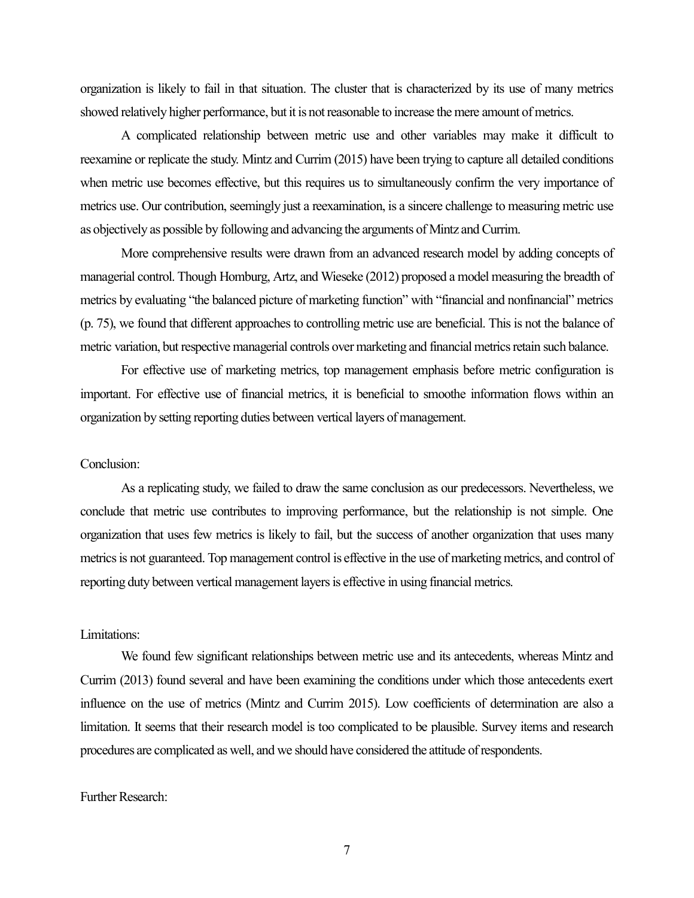organization is likely to fail in that situation. The cluster that is characterized by its use of many metrics showed relatively higher performance, but it is not reasonable to increase the mere amount of metrics.

A complicated relationship between metric use and other variables may make it difficult to reexamine or replicate the study. Mintz and Currim (2015) have been trying to capture all detailed conditions when metric use becomes effective, but this requires us to simultaneously confirm the very importance of metrics use. Our contribution, seemingly just a reexamination, is a sincere challenge to measuring metric use as objectively as possible by following and advancing the arguments of Mintz and Currim.

More comprehensive results were drawn from an advanced research model by adding concepts of managerial control. Though Homburg, Artz, and Wieseke (2012) proposed a model measuring the breadth of metrics by evaluating "the balanced picture of marketing function" with "financial and nonfinancial" metrics (p. 75), we found that different approaches to controlling metric use are beneficial. This is not the balance of metric variation, but respective managerial controls over marketing and financial metrics retain such balance.

For effective use of marketing metrics, top management emphasis before metric configuration is important. For effective use of financial metrics, it is beneficial to smoothe information flows within an organization by setting reporting duties between vertical layers of management.

Conclusion:

As a replicating study, we failed to draw the same conclusion as our predecessors. Nevertheless, we conclude that metric use contributes to improving performance, but the relationship is not simple. One organization that uses few metrics is likely to fail, but the success of another organization that uses many metrics is not guaranteed. Top management control is effective in the use of marketing metrics, and control of reporting duty between vertical management layers is effective in using financial metrics.

Limitations:

We found few significant relationships between metric use and its antecedents, whereas Mintz and Currim (2013) found several and have been examining the conditions under which those antecedents exert influence on the use of metrics (Mintz and Currim 2015). Low coefficients of determination are also a limitation. It seems that their research model is too complicated to be plausible. Survey items and research procedures are complicated as well, and we should have considered the attitude of respondents.

Further Research: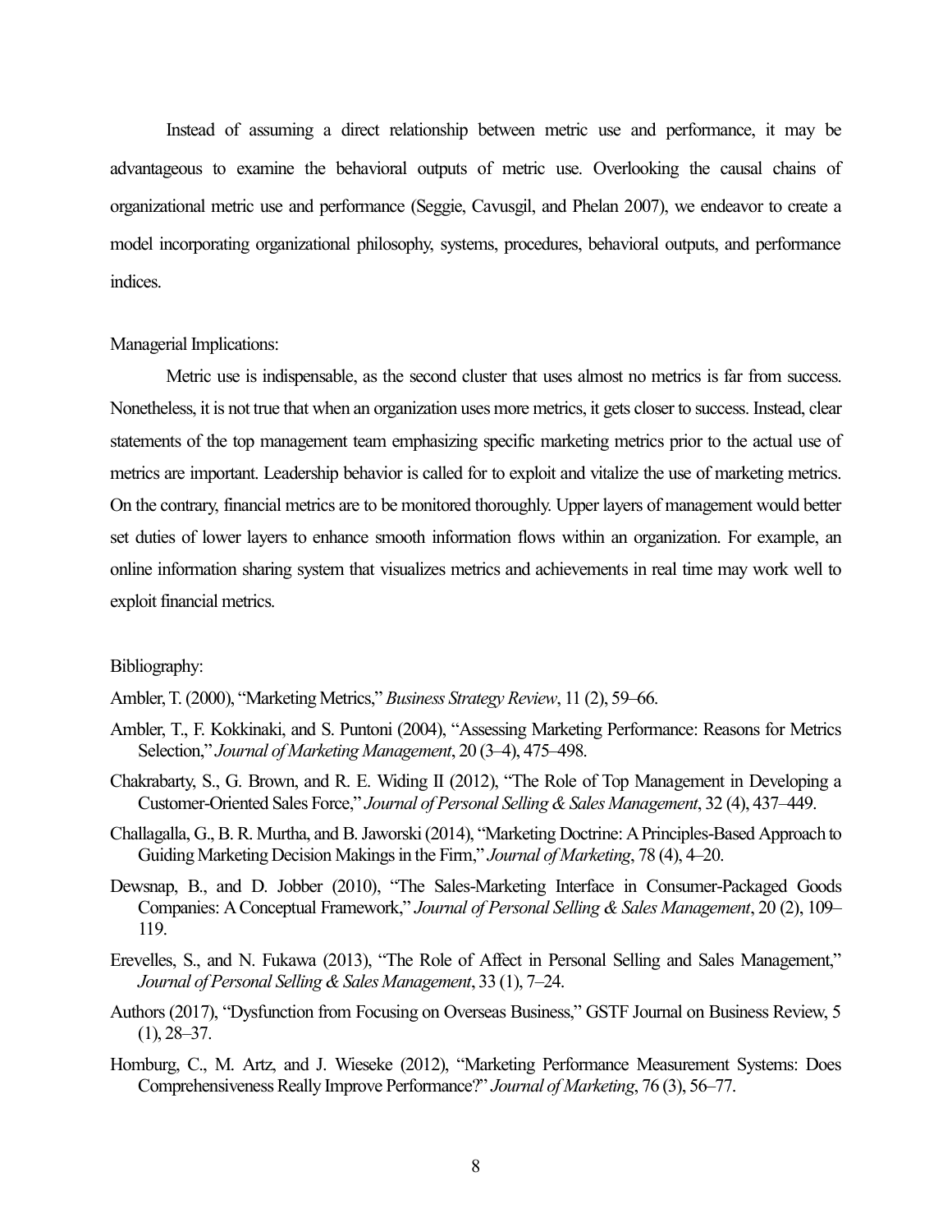Instead of assuming a direct relationship between metric use and performance, it may be advantageous to examine the behavioral outputs of metric use. Overlooking the causal chains of organizational metric use and performance (Seggie, Cavusgil, and Phelan 2007), we endeavor to create a model incorporating organizational philosophy, systems, procedures, behavioral outputs, and performance indices.

Managerial Implications:

Metric use is indispensable, as the second cluster that uses almost no metrics is far from success. Nonetheless, it is not true that when an organization uses more metrics, it gets closer to success. Instead, clear statements of the top management team emphasizing specific marketing metrics prior to the actual use of metrics are important. Leadership behavior is called for to exploit and vitalize the use of marketing metrics. On the contrary, financial metrics are to be monitored thoroughly. Upper layers of management would better set duties of lower layers to enhance smooth information flows within an organization. For example, an online information sharing system that visualizes metrics and achievements in real time may work well to exploit financial metrics.

Bibliography:

Ambler, T. (2000), "Marketing Metrics," *Business Strategy Review*, 11 (2), 59–66.

Ambler, T., F. Kokkinaki, and S. Puntoni (2004), "Assessing Marketing Performance: Reasons for Metrics Selection," *Journal of Marketing Management*, 20 (3–4), 475–498.

Chakrabarty, S., G. Brown, and R. E. Widing II (2012), "The Role of Top Management in Developing a Customer-Oriented Sales Force," *Journal of Personal Selling & Sales Management*, 32 (4), 437–449.

Challagalla, G., B. R. Murtha, and B. Jaworski (2014), "Marketing Doctrine: A Principles-Based Approach to Guiding Marketing Decision Makings in the Firm," *Journal of Marketing*, 78 (4), 4–20.

Dewsnap, B., and D. Jobber (2010), "The Sales-Marketing Interface in Consumer-Packaged Goods Companies: A Conceptual Framework," *Journal of Personal Selling & Sales Management*, 20 (2), 109–119.

Erevelles, S., and N. Fukawa (2013), "The Role of Affect in Personal Selling and Sales Management," *Journal of Personal Selling & Sales Management*, 33 (1), 7–24.

Authors (2017), "Dysfunction from Focusing on Overseas Business," GSTF Journal on Business Review, 5 (1), 28–37.

Homburg, C., M. Artz, and J. Wieseke (2012), "Marketing Performance Measurement Systems: Does Comprehensiveness Really Improve Performance?" *Journal of Marketing*, 76 (3), 56–77.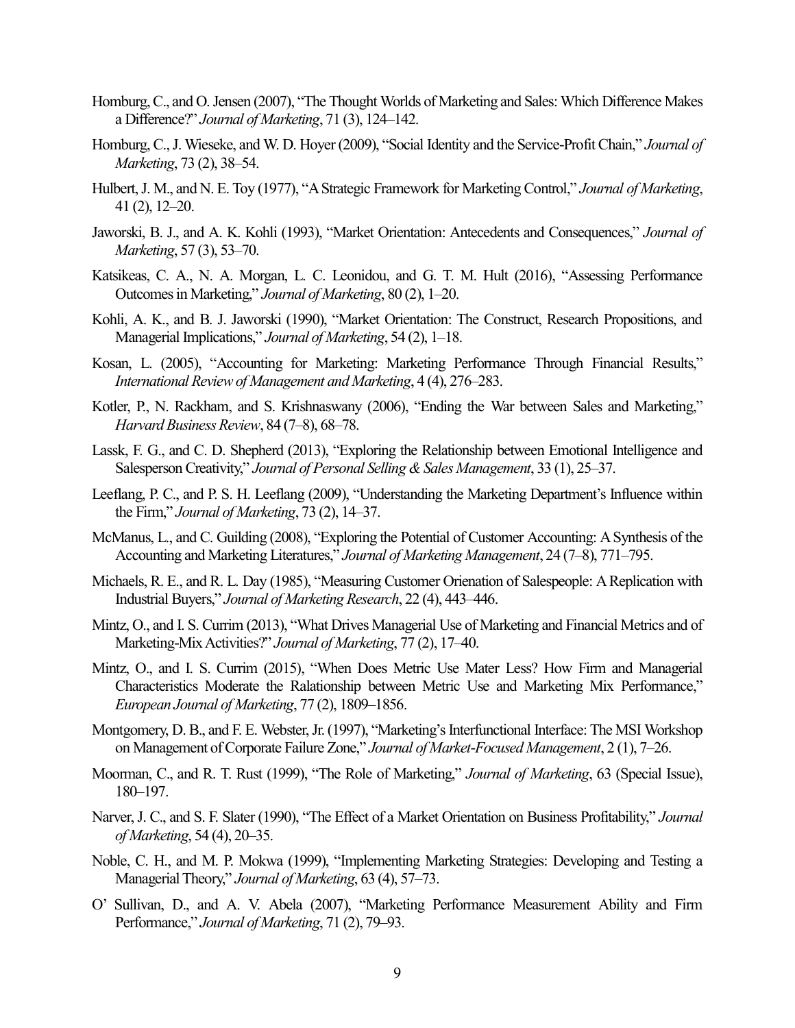Homburg, C., and O. Jensen (2007), “The Thought Worlds of Marketing and Sales: Which Difference Makes a Difference?” *Journal of Marketing*, 71 (3), 124–142.

Homburg, C., J. Wieseke, and W. D. Hoyer (2009), “Social Identity and the Service-Profit Chain,” *Journal of Marketing*, 73 (2), 38–54.

Hulbert, J. M., and N. E. Toy (1977), “A Strategic Framework for Marketing Control,” *Journal of Marketing*, 41 (2), 12–20.

Jaworski, B. J., and A. K. Kohli (1993), “Market Orientation: Antecedents and Consequences,” *Journal of Marketing*, 57 (3), 53–70.

Katsikeas, C. A., N. A. Morgan, L. C. Leonidou, and G. T. M. Hult (2016), “Assessing Performance Outcomes in Marketing,” *Journal of Marketing*, 80 (2), 1–20.

Kohli, A. K., and B. J. Jaworski (1990), “Market Orientation: The Construct, Research Propositions, and Managerial Implications,” *Journal of Marketing*, 54 (2), 1–18.

Kosan, L. (2005), “Accounting for Marketing: Marketing Performance Through Financial Results,” *International Review of Management and Marketing*, 4 (4), 276–283.

Kotler, P., N. Rackham, and S. Krishnaswany (2006), “Ending the War between Sales and Marketing,” *Harvard Business Review*, 84 (7–8), 68–78.

Lassk, F. G., and C. D. Shepherd (2013), “Exploring the Relationship between Emotional Intelligence and Salesperson Creativity,” *Journal of Personal Selling & Sales Management*, 33 (1), 25–37.

Leeflang, P. C., and P. S. H. Leeflang (2009), “Understanding the Marketing Department’s Influence within the Firm,” *Journal of Marketing*, 73 (2), 14–37.

McManus, L., and C. Guilding (2008), “Exploring the Potential of Customer Accounting: A Synthesis of the Accounting and Marketing Literatures,” *Journal of Marketing Management*, 24 (7–8), 771–795.

Michaels, R. E., and R. L. Day (1985), “Measuring Customer Orienation of Salespeople: A Replication with Industrial Buyers,” *Journal of Marketing Research*, 22 (4), 443–446.

Mintz, O., and I. S. Currim (2013), “What Drives Managerial Use of Marketing and Financial Metrics and of Marketing-Mix Activities?” *Journal of Marketing*, 77 (2), 17–40.

Mintz, O., and I. S. Currim (2015), “When Does Metric Use Mater Less? How Firm and Managerial Characteristics Moderate the Ralationship between Metric Use and Marketing Mix Performance,” *European Journal of Marketing*, 77 (2), 1809–1856.

Montgomery, D. B., and F. E. Webster, Jr. (1997), “Marketing’s Interfunctional Interface: The MSI Workshop on Management of Corporate Failure Zone,” *Journal of Market-Focused Management*, 2 (1), 7–26.

Moorman, C., and R. T. Rust (1999), “The Role of Marketing,” *Journal of Marketing*, 63 (Special Issue), 180–197.

Narver, J. C., and S. F. Slater (1990), “The Effect of a Market Orientation on Business Profitability,” *Journal of Marketing*, 54 (4), 20–35.

Noble, C. H., and M. P. Mokwa (1999), “Implementing Marketing Strategies: Developing and Testing a Managerial Theory,” *Journal of Marketing*, 63 (4), 57–73.

O’ Sullivan, D., and A. V. Abela (2007), “Marketing Performance Measurement Ability and Firm Performance,” *Journal of Marketing*, 71 (2), 79–93.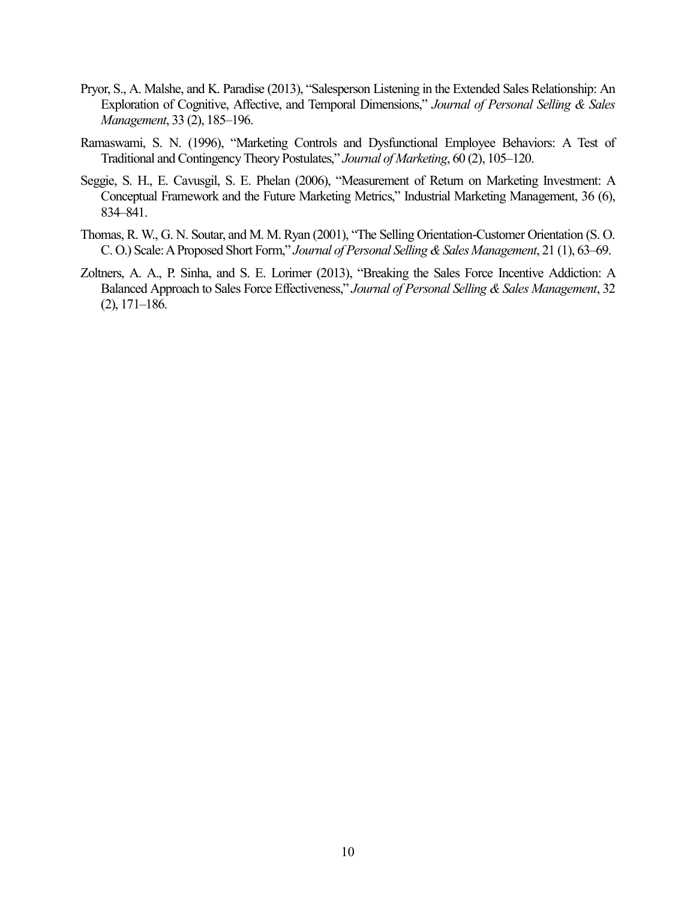Pryor, S., A. Malshe, and K. Paradise (2013), "Salesperson Listening in the Extended Sales Relationship: An Exploration of Cognitive, Affective, and Temporal Dimensions," *Journal of Personal Selling & Sales Management*, 33 (2), 185–196.

Ramaswami, S. N. (1996), "Marketing Controls and Dysfunctional Employee Behaviors: A Test of Traditional and Contingency Theory Postulates," *Journal of Marketing*, 60 (2), 105–120.

Seggie, S. H., E. Cavusgil, S. E. Phelan (2006), "Measurement of Return on Marketing Investment: A Conceptual Framework and the Future Marketing Metrics," Industrial Marketing Management, 36 (6), 834–841.

Thomas, R. W., G. N. Soutar, and M. M. Ryan (2001), "The Selling Orientation-Customer Orientation (S. O. C. O.) Scale: A Proposed Short Form," *Journal of Personal Selling & Sales Management*, 21 (1), 63–69.

Zoltners, A. A., P. Sinha, and S. E. Lorimer (2013), "Breaking the Sales Force Incentive Addiction: A Balanced Approach to Sales Force Effectiveness," *Journal of Personal Selling & Sales Management*, 32 (2), 171–186.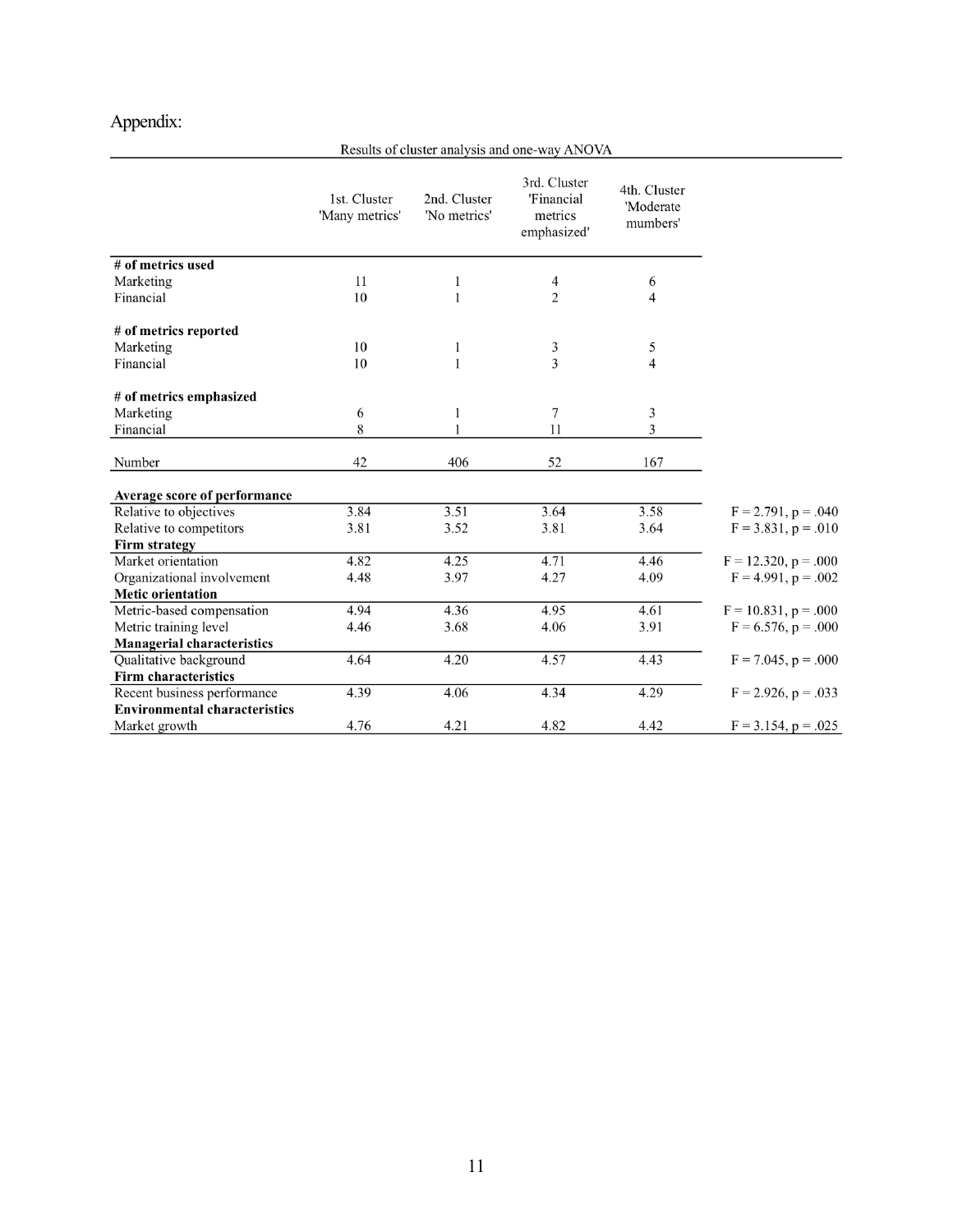## Appendix:

Results of cluster analysis and one-way ANOVA

| | 1st. Cluster 'Many metrics' | 2nd. Cluster 'No metrics' | 3rd. Cluster 'Financial metrics emphasized' | 4th. Cluster 'Moderate mumbers' | |
|---|---|---|---|---|---|
| **# of metrics used** | | | | | |
| Marketing | 11 | 1 | 4 | 6 | |
| Financial | 10 | 1 | 2 | 4 | |
| **# of metrics reported** | | | | | |
| Marketing | 10 | 1 | 3 | 5 | |
| Financial | 10 | 1 | 3 | 4 | |
| **# of metrics emphasized** | | | | | |
| Marketing | 6 | 1 | 7 | 3 | |
| Financial | 8 | 1 | 11 | 3 | |
| Number | 42 | 406 | 52 | 167 | |
| **Average score of performance** | | | | | |
| Relative to objectives | 3.84 | 3.51 | 3.64 | 3.58 | $F = 2.791$, $p = .040$ |
| Relative to competitors | 3.81 | 3.52 | 3.81 | 3.64 | $F = 3.831$, $p = .010$ |
| **Firm strategy** | | | | | |
| Market orientation | 4.82 | 4.25 | 4.71 | 4.46 | $F = 12.320$, $p = .000$ |
| Organizational involvement | 4.48 | 3.97 | 4.27 | 4.09 | $F = 4.991$, $p = .002$ |
| **Metic orientation** | | | | | |
| Metric-based compensation | 4.94 | 4.36 | 4.95 | 4.61 | $F = 10.831$, $p = .000$ |
| Metric training level | 4.46 | 3.68 | 4.06 | 3.91 | $F = 6.576$, $p = .000$ |
| **Managerial characteristics** | | | | | |
| Qualitative background | 4.64 | 4.20 | 4.57 | 4.43 | $F = 7.045$, $p = .000$ |
| **Firm characteristics** | | | | | |
| Recent business performance | 4.39 | 4.06 | 4.34 | 4.29 | $F = 2.926$, $p = .033$ |
| **Environmental characteristics** | | | | | |
| Market growth | 4.76 | 4.21 | 4.82 | 4.42 | $F = 3.154$, $p = .025$ |